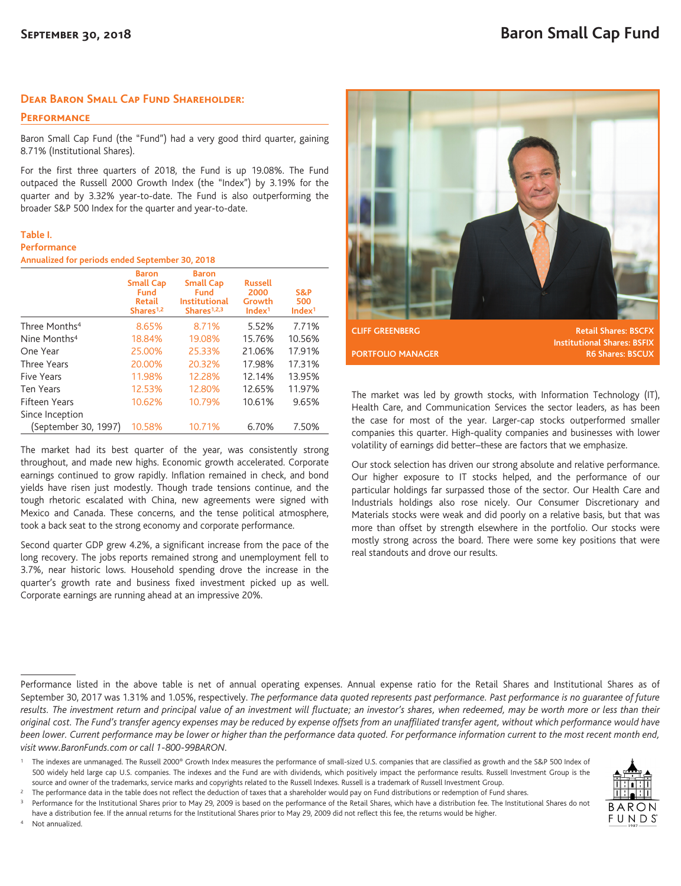# Baron Small Cap Fund

## Dear Baron Small Cap Fund Shareholder:

### Performance

Baron Small Cap Fund (the "Fund") had a very good third quarter, gaining 8.71% (Institutional Shares).

For the first three quarters of 2018, the Fund is up 19.08%. The Fund outpaced the Russell 2000 Growth Index (the "Index") by 3.19% for the quarter and by 3.32% year-to-date. The Fund is also outperforming the broader S&P 500 Index for the quarter and year-to-date.

**Table I.**
**Performance**
**Annualized for periods ended September 30, 2018**

| | Baron Small Cap Fund Retail Shares[1,2] | Baron Small Cap Fund Institutional Shares[1,2,3] | Russell 2000 Growth Index[1] | S&P 500 Index[1] |
|---|---|---|---|---|
| Three Months[4] | 8.65% | 8.71% | 5.52% | 7.71% |
| Nine Months[4] | 18.84% | 19.08% | 15.76% | 10.56% |
| One Year | 25.00% | 25.33% | 21.06% | 17.91% |
| Three Years | 20.00% | 20.32% | 17.98% | 17.31% |
| Five Years | 11.98% | 12.28% | 12.14% | 13.95% |
| Ten Years | 12.53% | 12.80% | 12.65% | 11.97% |
| Fifteen Years | 10.62% | 10.79% | 10.61% | 9.65% |
| Since Inception (September 30, 1997) | 10.58% | 10.71% | 6.70% | 7.50% |

The market had its best quarter of the year, was consistently strong throughout, and made new highs. Economic growth accelerated. Corporate earnings continued to grow rapidly. Inflation remained in check, and bond yields have risen just modestly. Though trade tensions continue, and the tough rhetoric escalated with China, new agreements were signed with Mexico and Canada. These concerns, and the tense political atmosphere, took a back seat to the strong economy and corporate performance.

Second quarter GDP grew 4.2%, a significant increase from the pace of the long recovery. The jobs reports remained strong and unemployment fell to 3.7%, near historic lows. Household spending drove the increase in the quarter's growth rate and business fixed investment picked up as well. Corporate earnings are running ahead at an impressive 20%.

**CLIFF GREENBERG**
**PORTFOLIO MANAGER**

**Retail Shares: BSCFX**
**Institutional Shares: BSFIX**
**R6 Shares: BSCUX**

The market was led by growth stocks, with Information Technology (IT), Health Care, and Communication Services the sector leaders, as has been the case for most of the year. Larger-cap stocks outperformed smaller companies this quarter. High-quality companies and businesses with lower volatility of earnings did better–these are factors that we emphasize.

Our stock selection has driven our strong absolute and relative performance. Our higher exposure to IT stocks helped, and the performance of our particular holdings far surpassed those of the sector. Our Health Care and Industrials holdings also rose nicely. Our Consumer Discretionary and Materials stocks were weak and did poorly on a relative basis, but that was more than offset by strength elsewhere in the portfolio. Our stocks were mostly strong across the board. There were some key positions that were real standouts and drove our results.

---

Performance listed in the above table is net of annual operating expenses. Annual expense ratio for the Retail Shares and Institutional Shares as of September 30, 2017 was 1.31% and 1.05%, respectively. *The performance data quoted represents past performance. Past performance is no guarantee of future results. The investment return and principal value of an investment will fluctuate; an investor's shares, when redeemed, may be worth more or less than their original cost. The Fund's transfer agency expenses may be reduced by expense offsets from an unaffiliated transfer agent, without which performance would have been lower. Current performance may be lower or higher than the performance data quoted. For performance information current to the most recent month end, visit www.BaronFunds.com or call 1-800-99BARON.*

[1] The indexes are unmanaged. The Russell 2000® Growth Index measures the performance of small-sized U.S. companies that are classified as growth and the S&P 500 Index of 500 widely held large cap U.S. companies. The indexes and the Fund are with dividends, which positively impact the performance results. Russell Investment Group is the source and owner of the trademarks, service marks and copyrights related to the Russell Indexes. Russell is a trademark of Russell Investment Group.

[2] The performance data in the table does not reflect the deduction of taxes that a shareholder would pay on Fund distributions or redemption of Fund shares.

[3] Performance for the Institutional Shares prior to May 29, 2009 is based on the performance of the Retail Shares, which have a distribution fee. The Institutional Shares do not have a distribution fee. If the annual returns for the Institutional Shares prior to May 29, 2009 did not reflect this fee, the returns would be higher.

[4] Not annualized.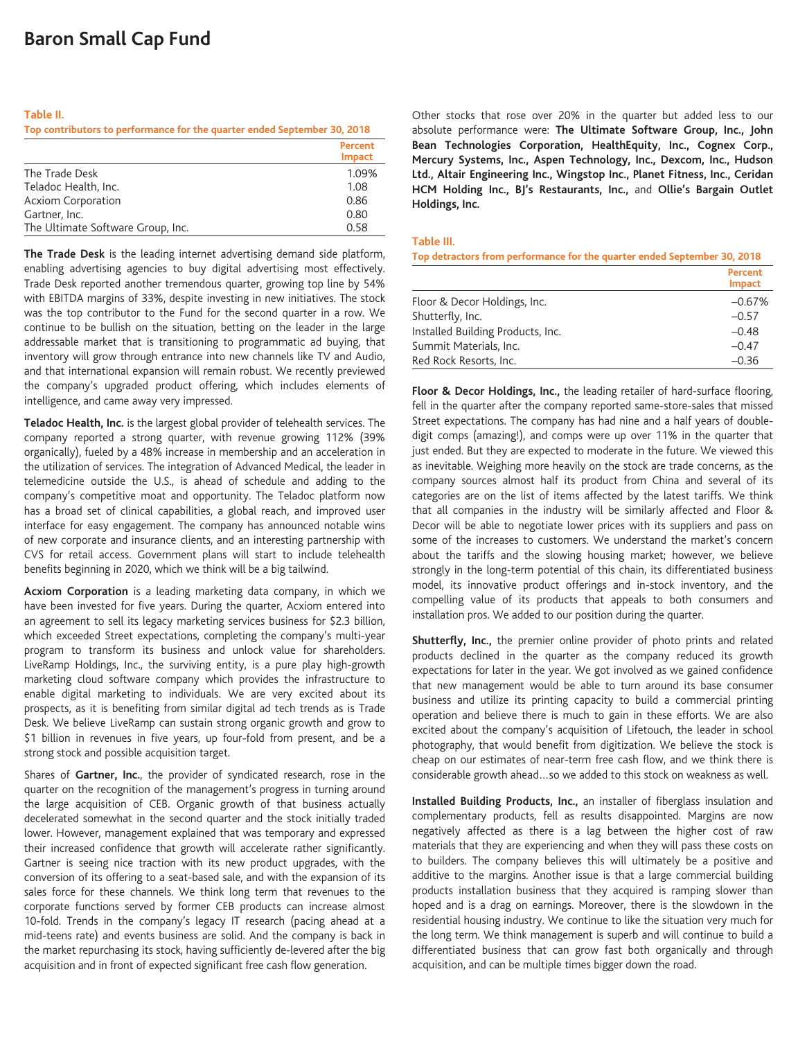# Baron Small Cap Fund

**Table II.**
**Top contributors to performance for the quarter ended September 30, 2018**

| | Percent Impact |
|---|---|
| The Trade Desk | 1.09% |
| Teladoc Health, Inc. | 1.08 |
| Acxiom Corporation | 0.86 |
| Gartner, Inc. | 0.80 |
| The Ultimate Software Group, Inc. | 0.58 |

**The Trade Desk** is the leading internet advertising demand side platform, enabling advertising agencies to buy digital advertising most effectively. Trade Desk reported another tremendous quarter, growing top line by 54% with EBITDA margins of 33%, despite investing in new initiatives. The stock was the top contributor to the Fund for the second quarter in a row. We continue to be bullish on the situation, betting on the leader in the large addressable market that is transitioning to programmatic ad buying, that inventory will grow through entrance into new channels like TV and Audio, and that international expansion will remain robust. We recently previewed the company's upgraded product offering, which includes elements of intelligence, and came away very impressed.

**Teladoc Health, Inc.** is the largest global provider of telehealth services. The company reported a strong quarter, with revenue growing 112% (39% organically), fueled by a 48% increase in membership and an acceleration in the utilization of services. The integration of Advanced Medical, the leader in telemedicine outside the U.S., is ahead of schedule and adding to the company's competitive moat and opportunity. The Teladoc platform now has a broad set of clinical capabilities, a global reach, and improved user interface for easy engagement. The company has announced notable wins of new corporate and insurance clients, and an interesting partnership with CVS for retail access. Government plans will start to include telehealth benefits beginning in 2020, which we think will be a big tailwind.

**Acxiom Corporation** is a leading marketing data company, in which we have been invested for five years. During the quarter, Acxiom entered into an agreement to sell its legacy marketing services business for $2.3 billion, which exceeded Street expectations, completing the company's multi-year program to transform its business and unlock value for shareholders. LiveRamp Holdings, Inc., the surviving entity, is a pure play high-growth marketing cloud software company which provides the infrastructure to enable digital marketing to individuals. We are very excited about its prospects, as it is benefiting from similar digital ad tech trends as is Trade Desk. We believe LiveRamp can sustain strong organic growth and grow to $1 billion in revenues in five years, up four-fold from present, and be a strong stock and possible acquisition target.

Shares of **Gartner, Inc.**, the provider of syndicated research, rose in the quarter on the recognition of the management's progress in turning around the large acquisition of CEB. Organic growth of that business actually decelerated somewhat in the second quarter and the stock initially traded lower. However, management explained that was temporary and expressed their increased confidence that growth will accelerate rather significantly. Gartner is seeing nice traction with its new product upgrades, with the conversion of its offering to a seat-based sale, and with the expansion of its sales force for these channels. We think long term that revenues to the corporate functions served by former CEB products can increase almost 10-fold. Trends in the company's legacy IT research (pacing ahead at a mid-teens rate) and events business are solid. And the company is back in the market repurchasing its stock, having sufficiently de-levered after the big acquisition and in front of expected significant free cash flow generation.

Other stocks that rose over 20% in the quarter but added less to our absolute performance were: **The Ultimate Software Group, Inc., John Bean Technologies Corporation, HealthEquity, Inc., Cognex Corp., Mercury Systems, Inc., Aspen Technology, Inc., Dexcom, Inc., Hudson Ltd., Altair Engineering Inc., Wingstop Inc., Planet Fitness, Inc., Ceridan HCM Holding Inc., BJ's Restaurants, Inc.,** and **Ollie's Bargain Outlet Holdings, Inc.**

**Table III.**
**Top detractors from performance for the quarter ended September 30, 2018**

| | Percent Impact |
|---|---|
| Floor & Decor Holdings, Inc. | –0.67% |
| Shutterfly, Inc. | –0.57 |
| Installed Building Products, Inc. | –0.48 |
| Summit Materials, Inc. | –0.47 |
| Red Rock Resorts, Inc. | –0.36 |

**Floor & Decor Holdings, Inc.,** the leading retailer of hard-surface flooring, fell in the quarter after the company reported same-store-sales that missed Street expectations. The company has had nine and a half years of double-digit comps (amazing!), and comps were up over 11% in the quarter that just ended. But they are expected to moderate in the future. We viewed this as inevitable. Weighing more heavily on the stock are trade concerns, as the company sources almost half its product from China and several of its categories are on the list of items affected by the latest tariffs. We think that all companies in the industry will be similarly affected and Floor & Decor will be able to negotiate lower prices with its suppliers and pass on some of the increases to customers. We understand the market's concern about the tariffs and the slowing housing market; however, we believe strongly in the long-term potential of this chain, its differentiated business model, its innovative product offerings and in-stock inventory, and the compelling value of its products that appeals to both consumers and installation pros. We added to our position during the quarter.

**Shutterfly, Inc.,** the premier online provider of photo prints and related products declined in the quarter as the company reduced its growth expectations for later in the year. We got involved as we gained confidence that new management would be able to turn around its base consumer business and utilize its printing capacity to build a commercial printing operation and believe there is much to gain in these efforts. We are also excited about the company's acquisition of Lifetouch, the leader in school photography, that would benefit from digitization. We believe the stock is cheap on our estimates of near-term free cash flow, and we think there is considerable growth ahead…so we added to this stock on weakness as well.

**Installed Building Products, Inc.,** an installer of fiberglass insulation and complementary products, fell as results disappointed. Margins are now negatively affected as there is a lag between the higher cost of raw materials that they are experiencing and when they will pass these costs on to builders. The company believes this will ultimately be a positive and additive to the margins. Another issue is that a large commercial building products installation business that they acquired is ramping slower than hoped and is a drag on earnings. Moreover, there is the slowdown in the residential housing industry. We continue to like the situation very much for the long term. We think management is superb and will continue to build a differentiated business that can grow fast both organically and through acquisition, and can be multiple times bigger down the road.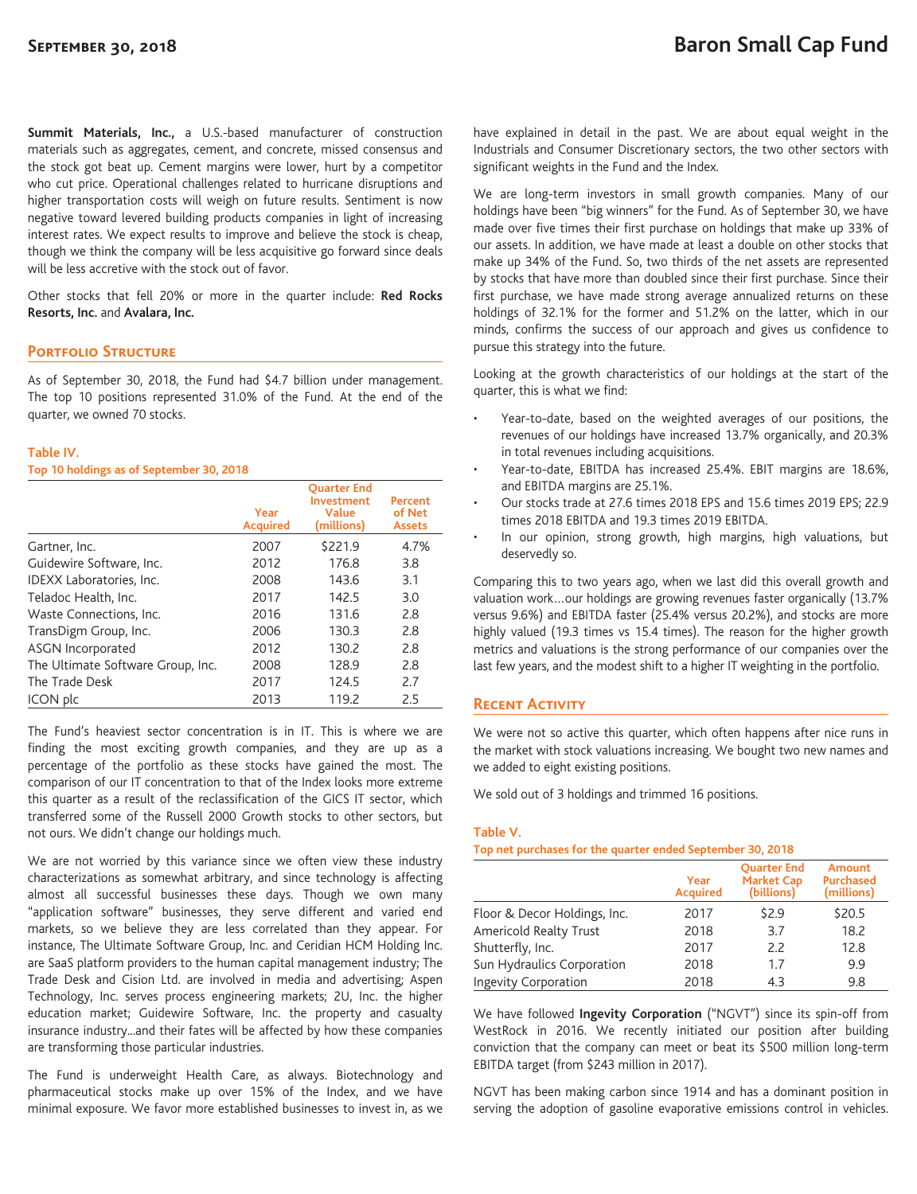**Summit Materials, Inc.,** a U.S.-based manufacturer of construction materials such as aggregates, cement, and concrete, missed consensus and the stock got beat up. Cement margins were lower, hurt by a competitor who cut price. Operational challenges related to hurricane disruptions and higher transportation costs will weigh on future results. Sentiment is now negative toward levered building products companies in light of increasing interest rates. We expect results to improve and believe the stock is cheap, though we think the company will be less acquisitive go forward since deals will be less accretive with the stock out of favor.

Other stocks that fell 20% or more in the quarter include: **Red Rocks Resorts, Inc.** and **Avalara, Inc.**

## Portfolio Structure

As of September 30, 2018, the Fund had $4.7 billion under management. The top 10 positions represented 31.0% of the Fund. At the end of the quarter, we owned 70 stocks.

**Table IV.**
**Top 10 holdings as of September 30, 2018**

| | Year Acquired | Quarter End Investment Value (millions) | Percent of Net Assets |
|---|---|---|---|
| Gartner, Inc. | 2007 | $221.9 | 4.7% |
| Guidewire Software, Inc. | 2012 | 176.8 | 3.8 |
| IDEXX Laboratories, Inc. | 2008 | 143.6 | 3.1 |
| Teladoc Health, Inc. | 2017 | 142.5 | 3.0 |
| Waste Connections, Inc. | 2016 | 131.6 | 2.8 |
| TransDigm Group, Inc. | 2006 | 130.3 | 2.8 |
| ASGN Incorporated | 2012 | 130.2 | 2.8 |
| The Ultimate Software Group, Inc. | 2008 | 128.9 | 2.8 |
| The Trade Desk | 2017 | 124.5 | 2.7 |
| ICON plc | 2013 | 119.2 | 2.5 |

The Fund's heaviest sector concentration is in IT. This is where we are finding the most exciting growth companies, and they are up as a percentage of the portfolio as these stocks have gained the most. The comparison of our IT concentration to that of the Index looks more extreme this quarter as a result of the reclassification of the GICS IT sector, which transferred some of the Russell 2000 Growth stocks to other sectors, but not ours. We didn't change our holdings much.

We are not worried by this variance since we often view these industry characterizations as somewhat arbitrary, and since technology is affecting almost all successful businesses these days. Though we own many "application software" businesses, they serve different and varied end markets, so we believe they are less correlated than they appear. For instance, The Ultimate Software Group, Inc. and Ceridian HCM Holding Inc. are SaaS platform providers to the human capital management industry; The Trade Desk and Cision Ltd. are involved in media and advertising; Aspen Technology, Inc. serves process engineering markets; 2U, Inc. the higher education market; Guidewire Software, Inc. the property and casualty insurance industry…and their fates will be affected by how these companies are transforming those particular industries.

The Fund is underweight Health Care, as always. Biotechnology and pharmaceutical stocks make up over 15% of the Index, and we have minimal exposure. We favor more established businesses to invest in, as we have explained in detail in the past. We are about equal weight in the Industrials and Consumer Discretionary sectors, the two other sectors with significant weights in the Fund and the Index.

We are long-term investors in small growth companies. Many of our holdings have been "big winners" for the Fund. As of September 30, we have made over five times their first purchase on holdings that make up 33% of our assets. In addition, we have made at least a double on other stocks that make up 34% of the Fund. So, two thirds of the net assets are represented by stocks that have more than doubled since their first purchase. Since their first purchase, we have made strong average annualized returns on these holdings of 32.1% for the former and 51.2% on the latter, which in our minds, confirms the success of our approach and gives us confidence to pursue this strategy into the future.

Looking at the growth characteristics of our holdings at the start of the quarter, this is what we find:

- Year-to-date, based on the weighted averages of our positions, the revenues of our holdings have increased 13.7% organically, and 20.3% in total revenues including acquisitions.
- Year-to-date, EBITDA has increased 25.4%. EBIT margins are 18.6%, and EBITDA margins are 25.1%.
- Our stocks trade at 27.6 times 2018 EPS and 15.6 times 2019 EPS; 22.9 times 2018 EBITDA and 19.3 times 2019 EBITDA.
- In our opinion, strong growth, high margins, high valuations, but deservedly so.

Comparing this to two years ago, when we last did this overall growth and valuation work…our holdings are growing revenues faster organically (13.7% versus 9.6%) and EBITDA faster (25.4% versus 20.2%), and stocks are more highly valued (19.3 times vs 15.4 times). The reason for the higher growth metrics and valuations is the strong performance of our companies over the last few years, and the modest shift to a higher IT weighting in the portfolio.

## Recent Activity

We were not so active this quarter, which often happens after nice runs in the market with stock valuations increasing. We bought two new names and we added to eight existing positions.

We sold out of 3 holdings and trimmed 16 positions.

**Table V.**
**Top net purchases for the quarter ended September 30, 2018**

| | Year Acquired | Quarter End Market Cap (billions) | Amount Purchased (millions) |
|---|---|---|---|
| Floor & Decor Holdings, Inc. | 2017 | $2.9 | $20.5 |
| Americold Realty Trust | 2018 | 3.7 | 18.2 |
| Shutterfly, Inc. | 2017 | 2.2 | 12.8 |
| Sun Hydraulics Corporation | 2018 | 1.7 | 9.9 |
| Ingevity Corporation | 2018 | 4.3 | 9.8 |

We have followed **Ingevity Corporation** ("NGVT") since its spin-off from WestRock in 2016. We recently initiated our position after building conviction that the company can meet or beat its $500 million long-term EBITDA target (from $243 million in 2017).

NGVT has been making carbon since 1914 and has a dominant position in serving the adoption of gasoline evaporative emissions control in vehicles.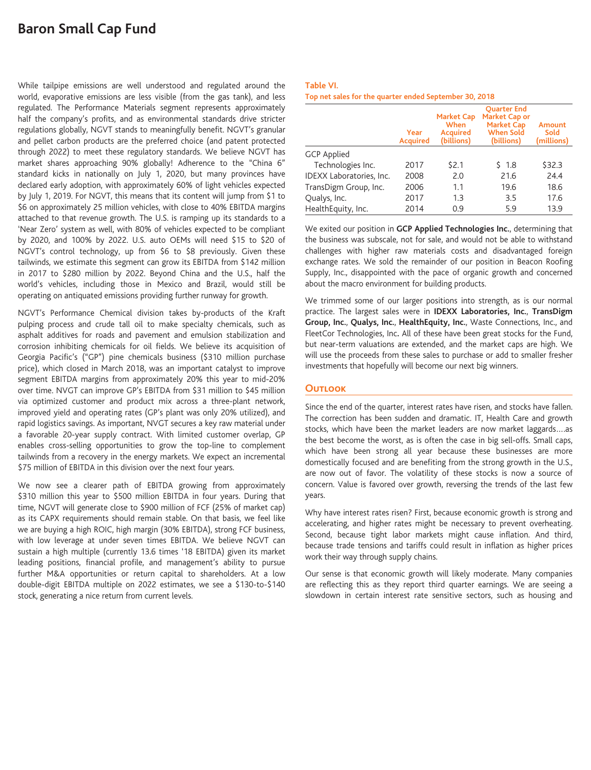# Baron Small Cap Fund

While tailpipe emissions are well understood and regulated around the world, evaporative emissions are less visible (from the gas tank), and less regulated. The Performance Materials segment represents approximately half the company's profits, and as environmental standards drive stricter regulations globally, NGVT stands to meaningfully benefit. NGVT's granular and pellet carbon products are the preferred choice (and patent protected through 2022) to meet these regulatory standards. We believe NGVT has market shares approaching 90% globally! Adherence to the "China 6" standard kicks in nationally on July 1, 2020, but many provinces have declared early adoption, with approximately 60% of light vehicles expected by July 1, 2019. For NGVT, this means that its content will jump from $1 to $6 on approximately 25 million vehicles, with close to 40% EBITDA margins attached to that revenue growth. The U.S. is ramping up its standards to a 'Near Zero' system as well, with 80% of vehicles expected to be compliant by 2020, and 100% by 2022. U.S. auto OEMs will need $15 to $20 of NGVT's control technology, up from $6 to $8 previously. Given these tailwinds, we estimate this segment can grow its EBITDA from $142 million in 2017 to $280 million by 2022. Beyond China and the U.S., half the world's vehicles, including those in Mexico and Brazil, would still be operating on antiquated emissions providing further runway for growth.

NGVT's Performance Chemical division takes by-products of the Kraft pulping process and crude tall oil to make specialty chemicals, such as asphalt additives for roads and pavement and emulsion stabilization and corrosion inhibiting chemicals for oil fields. We believe its acquisition of Georgia Pacific's ("GP") pine chemicals business ($310 million purchase price), which closed in March 2018, was an important catalyst to improve segment EBITDA margins from approximately 20% this year to mid-20% over time. NVGT can improve GP's EBITDA from $31 million to $45 million via optimized customer and product mix across a three-plant network, improved yield and operating rates (GP's plant was only 20% utilized), and rapid logistics savings. As important, NVGT secures a key raw material under a favorable 20-year supply contract. With limited customer overlap, GP enables cross-selling opportunities to grow the top-line to complement tailwinds from a recovery in the energy markets. We expect an incremental $75 million of EBITDA in this division over the next four years.

We now see a clearer path of EBITDA growing from approximately $310 million this year to $500 million EBITDA in four years. During that time, NGVT will generate close to $900 million of FCF (25% of market cap) as its CAPX requirements should remain stable. On that basis, we feel like we are buying a high ROIC, high margin (30% EBITDA), strong FCF business, with low leverage at under seven times EBITDA. We believe NGVT can sustain a high multiple (currently 13.6 times '18 EBITDA) given its market leading positions, financial profile, and management's ability to pursue further M&A opportunities or return capital to shareholders. At a low double-digit EBITDA multiple on 2022 estimates, we see a $130-to-$140 stock, generating a nice return from current levels.

**Table VI.**
**Top net sales for the quarter ended September 30, 2018**

| | Year Acquired | Market Cap When Acquired (billions) | Quarter End Market Cap or Market Cap When Sold (billions) | Amount Sold (millions) |
|---|---|---|---|---|
| GCP Applied Technologies Inc. | 2017 | $2.1 | $ 1.8 | $32.3 |
| IDEXX Laboratories, Inc. | 2008 | 2.0 | 21.6 | 24.4 |
| TransDigm Group, Inc. | 2006 | 1.1 | 19.6 | 18.6 |
| Qualys, Inc. | 2017 | 1.3 | 3.5 | 17.6 |
| HealthEquity, Inc. | 2014 | 0.9 | 5.9 | 13.9 |

We exited our position in **GCP Applied Technologies Inc.**, determining that the business was subscale, not for sale, and would not be able to withstand challenges with higher raw materials costs and disadvantaged foreign exchange rates. We sold the remainder of our position in Beacon Roofing Supply, Inc., disappointed with the pace of organic growth and concerned about the macro environment for building products.

We trimmed some of our larger positions into strength, as is our normal practice. The largest sales were in **IDEXX Laboratories, Inc.**, **TransDigm Group, Inc.**, **Qualys, Inc.**, **HealthEquity, Inc.**, Waste Connections, Inc., and FleetCor Technologies, Inc**.** All of these have been great stocks for the Fund, but near-term valuations are extended, and the market caps are high. We will use the proceeds from these sales to purchase or add to smaller fresher investments that hopefully will become our next big winners.

## Outlook

Since the end of the quarter, interest rates have risen, and stocks have fallen. The correction has been sudden and dramatic. IT, Health Care and growth stocks, which have been the market leaders are now market laggards….as the best become the worst, as is often the case in big sell-offs. Small caps, which have been strong all year because these businesses are more domestically focused and are benefiting from the strong growth in the U.S., are now out of favor. The volatility of these stocks is now a source of concern. Value is favored over growth, reversing the trends of the last few years.

Why have interest rates risen? First, because economic growth is strong and accelerating, and higher rates might be necessary to prevent overheating. Second, because tight labor markets might cause inflation. And third, because trade tensions and tariffs could result in inflation as higher prices work their way through supply chains.

Our sense is that economic growth will likely moderate. Many companies are reflecting this as they report third quarter earnings. We are seeing a slowdown in certain interest rate sensitive sectors, such as housing and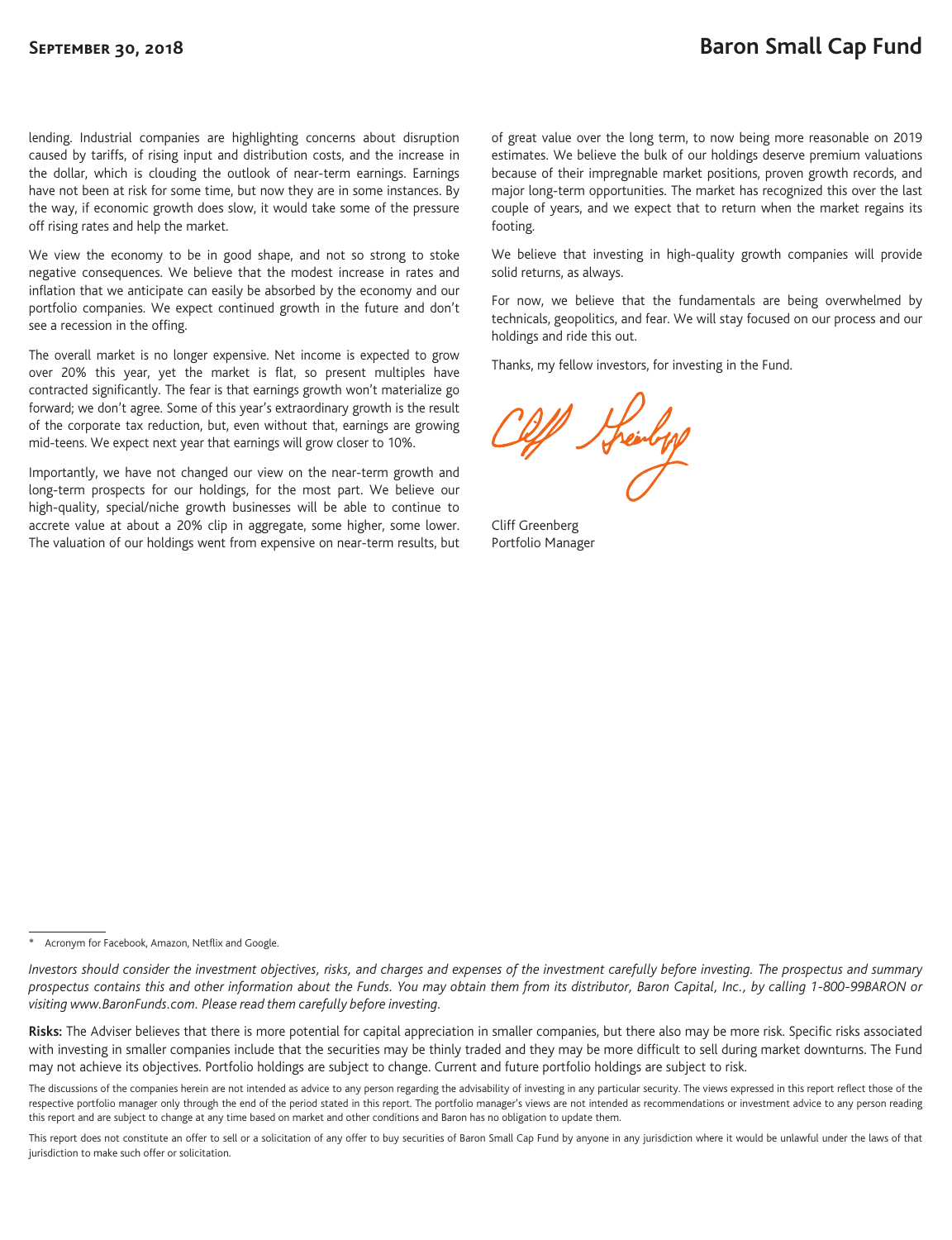lending. Industrial companies are highlighting concerns about disruption caused by tariffs, of rising input and distribution costs, and the increase in the dollar, which is clouding the outlook of near-term earnings. Earnings have not been at risk for some time, but now they are in some instances. By the way, if economic growth does slow, it would take some of the pressure off rising rates and help the market.

We view the economy to be in good shape, and not so strong to stoke negative consequences. We believe that the modest increase in rates and inflation that we anticipate can easily be absorbed by the economy and our portfolio companies. We expect continued growth in the future and don't see a recession in the offing.

The overall market is no longer expensive. Net income is expected to grow over 20% this year, yet the market is flat, so present multiples have contracted significantly. The fear is that earnings growth won't materialize go forward; we don't agree. Some of this year's extraordinary growth is the result of the corporate tax reduction, but, even without that, earnings are growing mid-teens. We expect next year that earnings will grow closer to 10%.

Importantly, we have not changed our view on the near-term growth and long-term prospects for our holdings, for the most part. We believe our high-quality, special/niche growth businesses will be able to continue to accrete value at about a 20% clip in aggregate, some higher, some lower. The valuation of our holdings went from expensive on near-term results, but of great value over the long term, to now being more reasonable on 2019 estimates. We believe the bulk of our holdings deserve premium valuations because of their impregnable market positions, proven growth records, and major long-term opportunities. The market has recognized this over the last couple of years, and we expect that to return when the market regains its footing.

We believe that investing in high-quality growth companies will provide solid returns, as always.

For now, we believe that the fundamentals are being overwhelmed by technicals, geopolitics, and fear. We will stay focused on our process and our holdings and ride this out.

Thanks, my fellow investors, for investing in the Fund.

Cliff Greenberg
Portfolio Manager

\* Acronym for Facebook, Amazon, Netflix and Google.

*Investors should consider the investment objectives, risks, and charges and expenses of the investment carefully before investing. The prospectus and summary prospectus contains this and other information about the Funds. You may obtain them from its distributor, Baron Capital, Inc., by calling 1-800-99BARON or visiting www.BaronFunds.com. Please read them carefully before investing.*

**Risks:** The Adviser believes that there is more potential for capital appreciation in smaller companies, but there also may be more risk. Specific risks associated with investing in smaller companies include that the securities may be thinly traded and they may be more difficult to sell during market downturns. The Fund may not achieve its objectives. Portfolio holdings are subject to change. Current and future portfolio holdings are subject to risk.

The discussions of the companies herein are not intended as advice to any person regarding the advisability of investing in any particular security. The views expressed in this report reflect those of the respective portfolio manager only through the end of the period stated in this report. The portfolio manager's views are not intended as recommendations or investment advice to any person reading this report and are subject to change at any time based on market and other conditions and Baron has no obligation to update them.

This report does not constitute an offer to sell or a solicitation of any offer to buy securities of Baron Small Cap Fund by anyone in any jurisdiction where it would be unlawful under the laws of that jurisdiction to make such offer or solicitation.